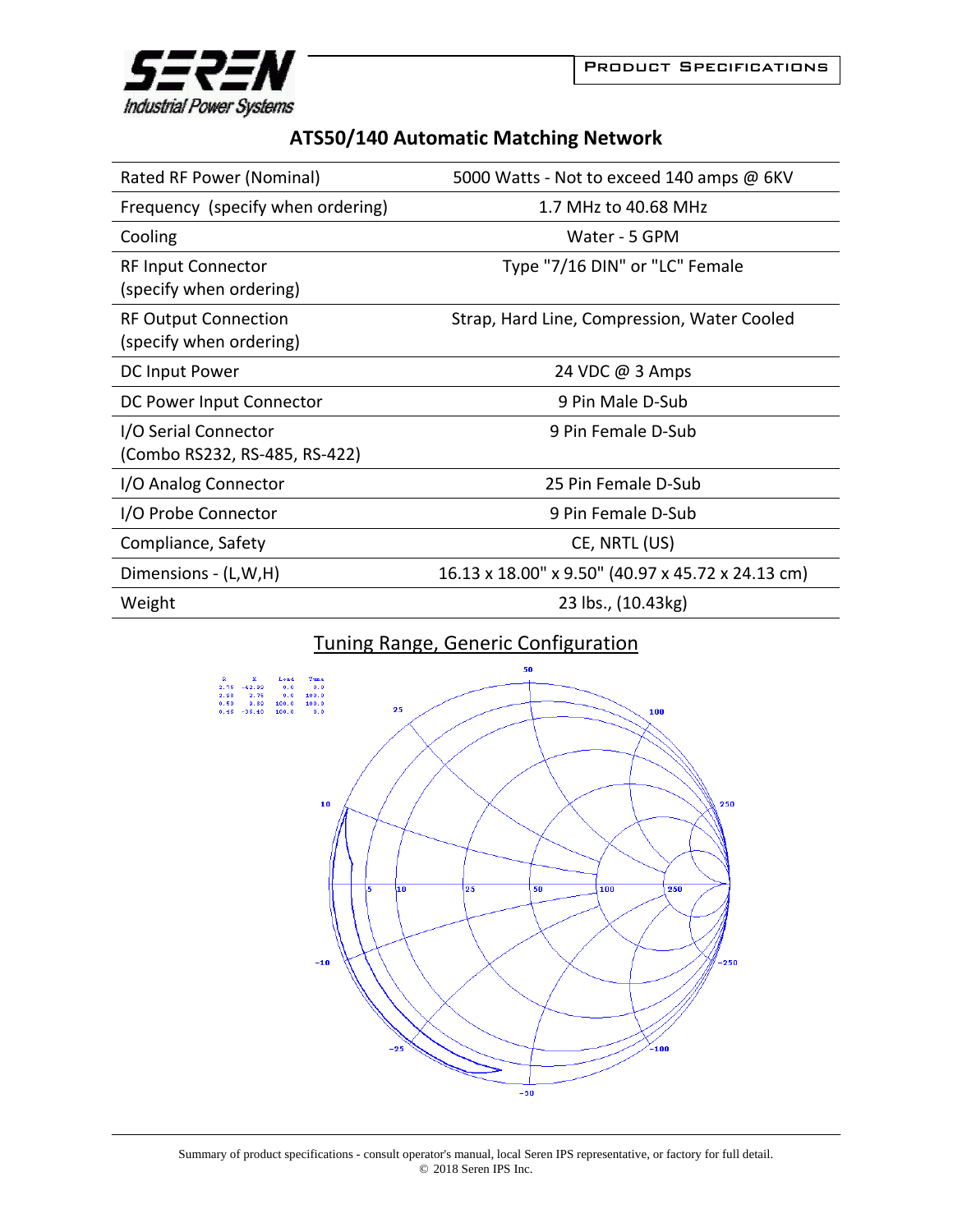PRODUCT SPECIFICATIONS

# ATS50/140 Automatic Matching Network

| | |
|---|---|
| Rated RF Power (Nominal) | 5000 Watts - Not to exceed 140 amps @ 6KV |
| Frequency (specify when ordering) | 1.7 MHz to 40.68 MHz |
| Cooling | Water - 5 GPM |
| RF Input Connector (specify when ordering) | Type "7/16 DIN" or "LC" Female |
| RF Output Connection (specify when ordering) | Strap, Hard Line, Compression, Water Cooled |
| DC Input Power | 24 VDC @ 3 Amps |
| DC Power Input Connector | 9 Pin Male D-Sub |
| I/O Serial Connector (Combo RS232, RS-485, RS-422) | 9 Pin Female D-Sub |
| I/O Analog Connector | 25 Pin Female D-Sub |
| I/O Probe Connector | 9 Pin Female D-Sub |
| Compliance, Safety | CE, NRTL (US) |
| Dimensions - (L,W,H) | 16.13 x 18.00" x 9.50" (40.97 x 45.72 x 24.13 cm) |
| Weight | 23 lbs., (10.43kg) |

## Tuning Range, Generic Configuration

| R | X | Load | Tune |
|---|---|---|---|
| 2.75 | -42.90 | 0.0 | 0.0 |
| 2.98 | 2.75 | 0.0 | 100.0 |
| 0.50 | 0.80 | 100.0 | 100.0 |
| 0.45 | -35.40 | 100.0 | 0.0 |

Summary of product specifications - consult operator's manual, local Seren IPS representative, or factory for full detail.
© 2018 Seren IPS Inc.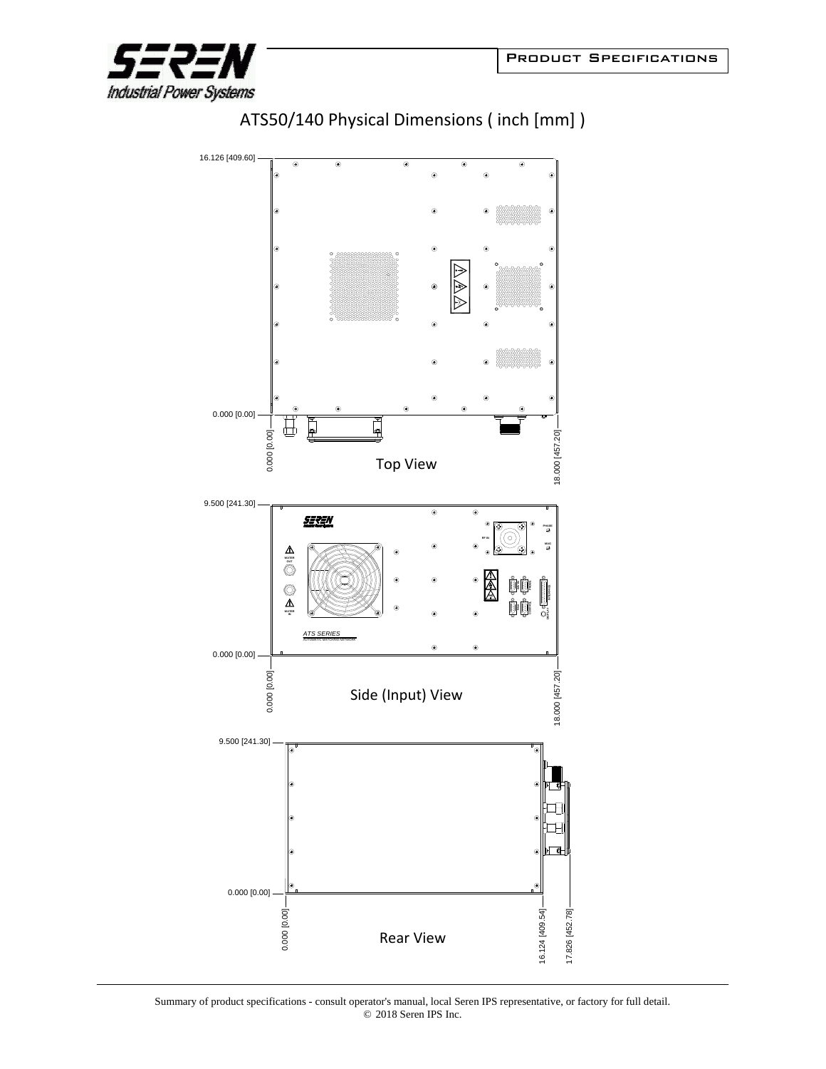# ATS50/140 Physical Dimensions ( inch [mm] )

16.126 [409.60]

0.000 [0.00]

0.000 [0.00]

18.000 [457.20]

Top View

9.500 [241.30]

0.000 [0.00]

0.000 [0.00]

18.000 [457.20]

Side (Input) View

9.500 [241.30]

0.000 [0.00]

0.000 [0.00]

16.124 [409.54]

17.826 [452.78]

Rear View

Summary of product specifications - consult operator's manual, local Seren IPS representative, or factory for full detail.
© 2018 Seren IPS Inc.